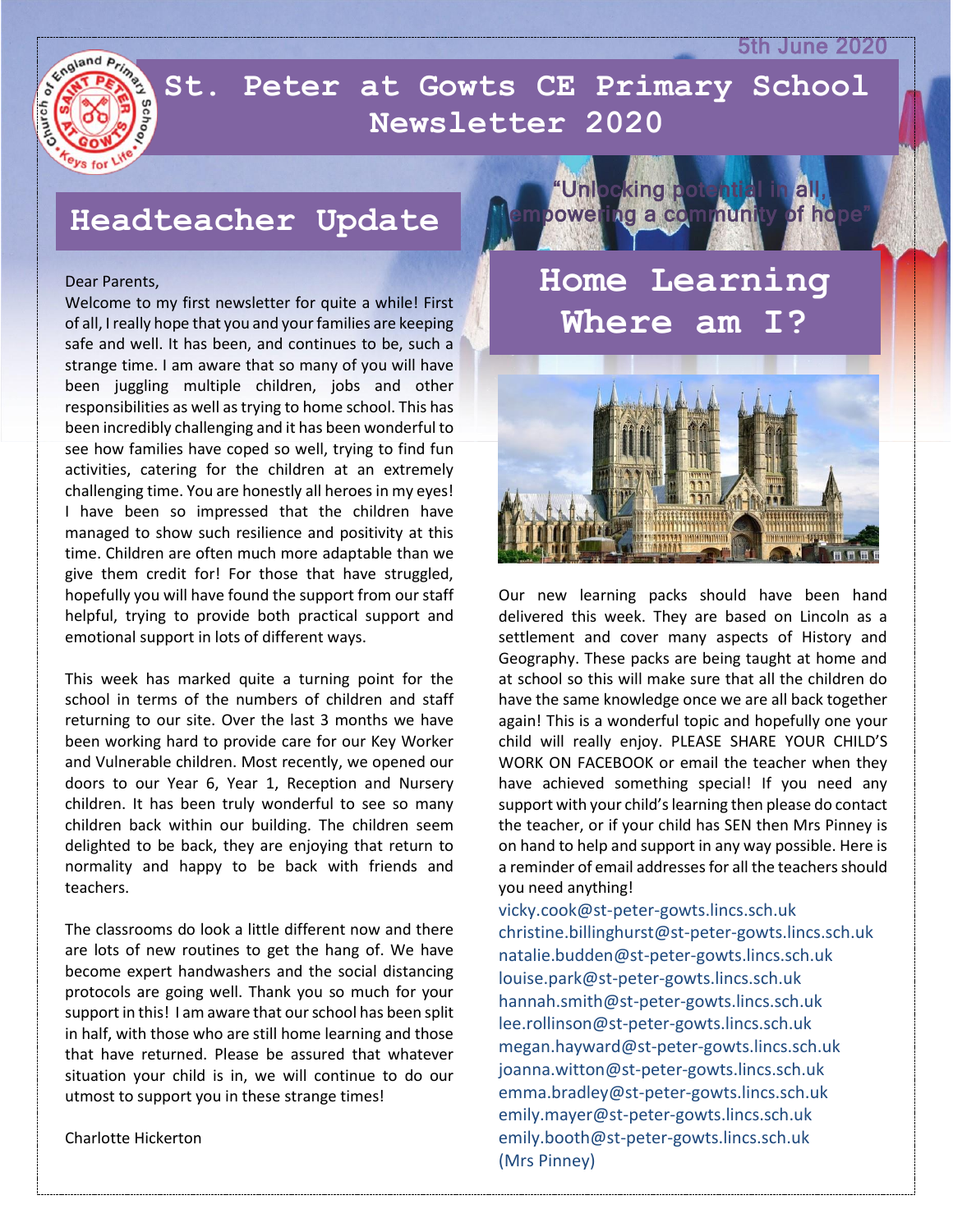5th June 2020

# St. Peter at Gowts CE Primary School Newsletter 2020

"Unlocking potential in all, empowering a community of hope"

## Headteacher Update

Dear Parents,

Welcome to my first newsletter for quite a while! First of all, I really hope that you and your families are keeping safe and well. It has been, and continues to be, such a strange time. I am aware that so many of you will have been juggling multiple children, jobs and other responsibilities as well as trying to home school. This has been incredibly challenging and it has been wonderful to see how families have coped so well, trying to find fun activities, catering for the children at an extremely challenging time. You are honestly all heroes in my eyes! I have been so impressed that the children have managed to show such resilience and positivity at this time. Children are often much more adaptable than we give them credit for! For those that have struggled, hopefully you will have found the support from our staff helpful, trying to provide both practical support and emotional support in lots of different ways.

This week has marked quite a turning point for the school in terms of the numbers of children and staff returning to our site. Over the last 3 months we have been working hard to provide care for our Key Worker and Vulnerable children. Most recently, we opened our doors to our Year 6, Year 1, Reception and Nursery children. It has been truly wonderful to see so many children back within our building. The children seem delighted to be back, they are enjoying that return to normality and happy to be back with friends and teachers.

The classrooms do look a little different now and there are lots of new routines to get the hang of. We have become expert handwashers and the social distancing protocols are going well. Thank you so much for your support in this! I am aware that our school has been split in half, with those who are still home learning and those that have returned. Please be assured that whatever situation your child is in, we will continue to do our utmost to support you in these strange times!

Charlotte Hickerton

## Home Learning Where am I?

Our new learning packs should have been hand delivered this week. They are based on Lincoln as a settlement and cover many aspects of History and Geography. These packs are being taught at home and at school so this will make sure that all the children do have the same knowledge once we are all back together again! This is a wonderful topic and hopefully one your child will really enjoy. PLEASE SHARE YOUR CHILD'S WORK ON FACEBOOK or email the teacher when they have achieved something special! If you need any support with your child's learning then please do contact the teacher, or if your child has SEN then Mrs Pinney is on hand to help and support in any way possible. Here is a reminder of email addresses for all the teachers should you need anything!

vicky.cook@st-peter-gowts.lincs.sch.uk
christine.billinghurst@st-peter-gowts.lincs.sch.uk
natalie.budden@st-peter-gowts.lincs.sch.uk
louise.park@st-peter-gowts.lincs.sch.uk
hannah.smith@st-peter-gowts.lincs.sch.uk
lee.rollinson@st-peter-gowts.lincs.sch.uk
megan.hayward@st-peter-gowts.lincs.sch.uk
joanna.witton@st-peter-gowts.lincs.sch.uk
emma.bradley@st-peter-gowts.lincs.sch.uk
emily.mayer@st-peter-gowts.lincs.sch.uk
emily.booth@st-peter-gowts.lincs.sch.uk
(Mrs Pinney)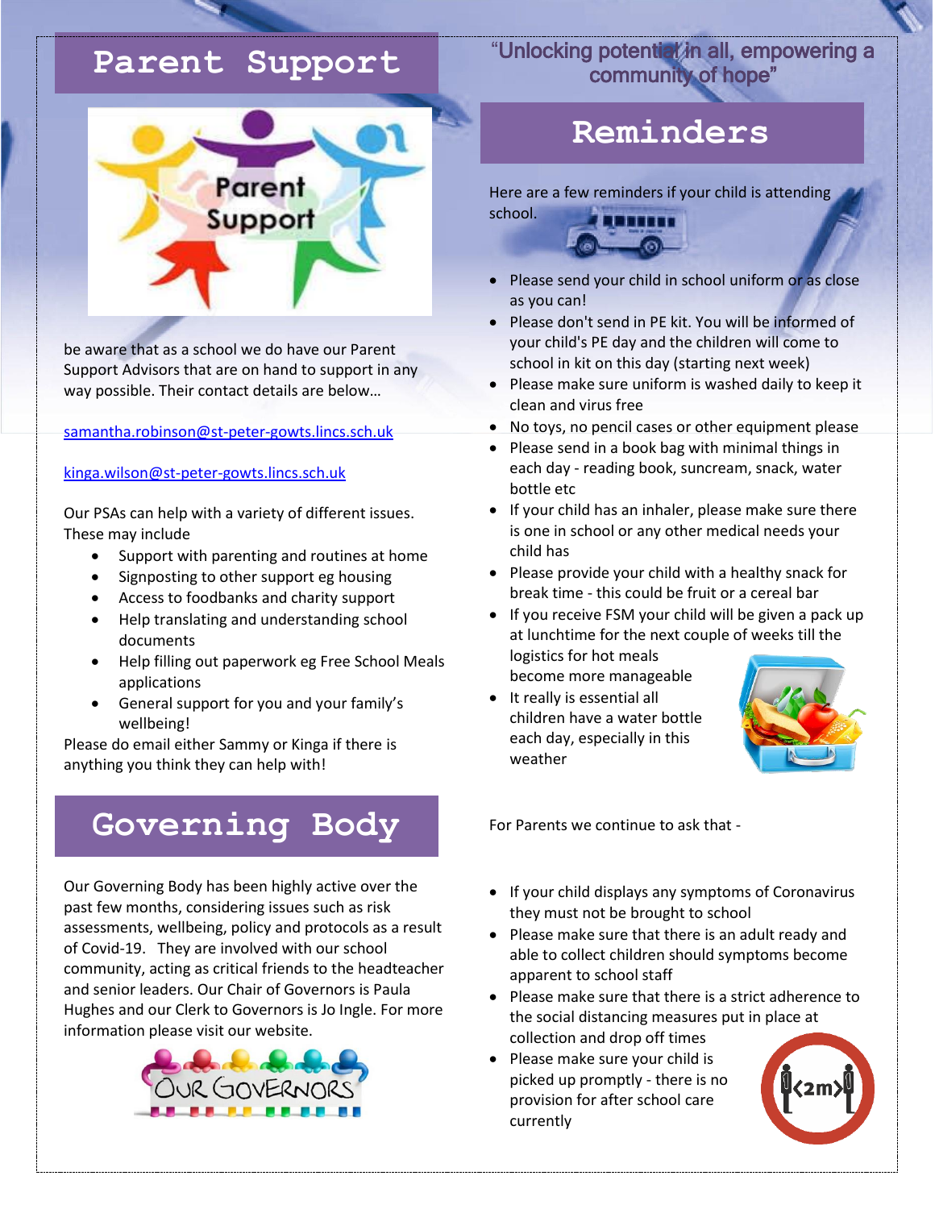## Parent Support

be aware that as a school we do have our Parent Support Advisors that are on hand to support in any way possible. Their contact details are below…

samantha.robinson@st-peter-gowts.lincs.sch.uk

kinga.wilson@st-peter-gowts.lincs.sch.uk

Our PSAs can help with a variety of different issues. These may include

- Support with parenting and routines at home
- Signposting to other support eg housing
- Access to foodbanks and charity support
- Help translating and understanding school documents
- Help filling out paperwork eg Free School Meals applications
- General support for you and your family's wellbeing!

Please do email either Sammy or Kinga if there is anything you think they can help with!

## Governing Body

Our Governing Body has been highly active over the past few months, considering issues such as risk assessments, wellbeing, policy and protocols as a result of Covid-19. They are involved with our school community, acting as critical friends to the headteacher and senior leaders. Our Chair of Governors is Paula Hughes and our Clerk to Governors is Jo Ingle. For more information please visit our website.

"Unlocking potential in all, empowering a community of hope"

## Reminders

Here are a few reminders if your child is attending school.

- Please send your child in school uniform or as close as you can!
- Please don't send in PE kit. You will be informed of your child's PE day and the children will come to school in kit on this day (starting next week)
- Please make sure uniform is washed daily to keep it clean and virus free
- No toys, no pencil cases or other equipment please
- Please send in a book bag with minimal things in each day - reading book, suncream, snack, water bottle etc
- If your child has an inhaler, please make sure there is one in school or any other medical needs your child has
- Please provide your child with a healthy snack for break time - this could be fruit or a cereal bar
- If you receive FSM your child will be given a pack up at lunchtime for the next couple of weeks till the logistics for hot meals become more manageable
- It really is essential all children have a water bottle each day, especially in this weather

For Parents we continue to ask that -

- If your child displays any symptoms of Coronavirus they must not be brought to school
- Please make sure that there is an adult ready and able to collect children should symptoms become apparent to school staff
- Please make sure that there is a strict adherence to the social distancing measures put in place at collection and drop off times
- Please make sure your child is picked up promptly - there is no provision for after school care currently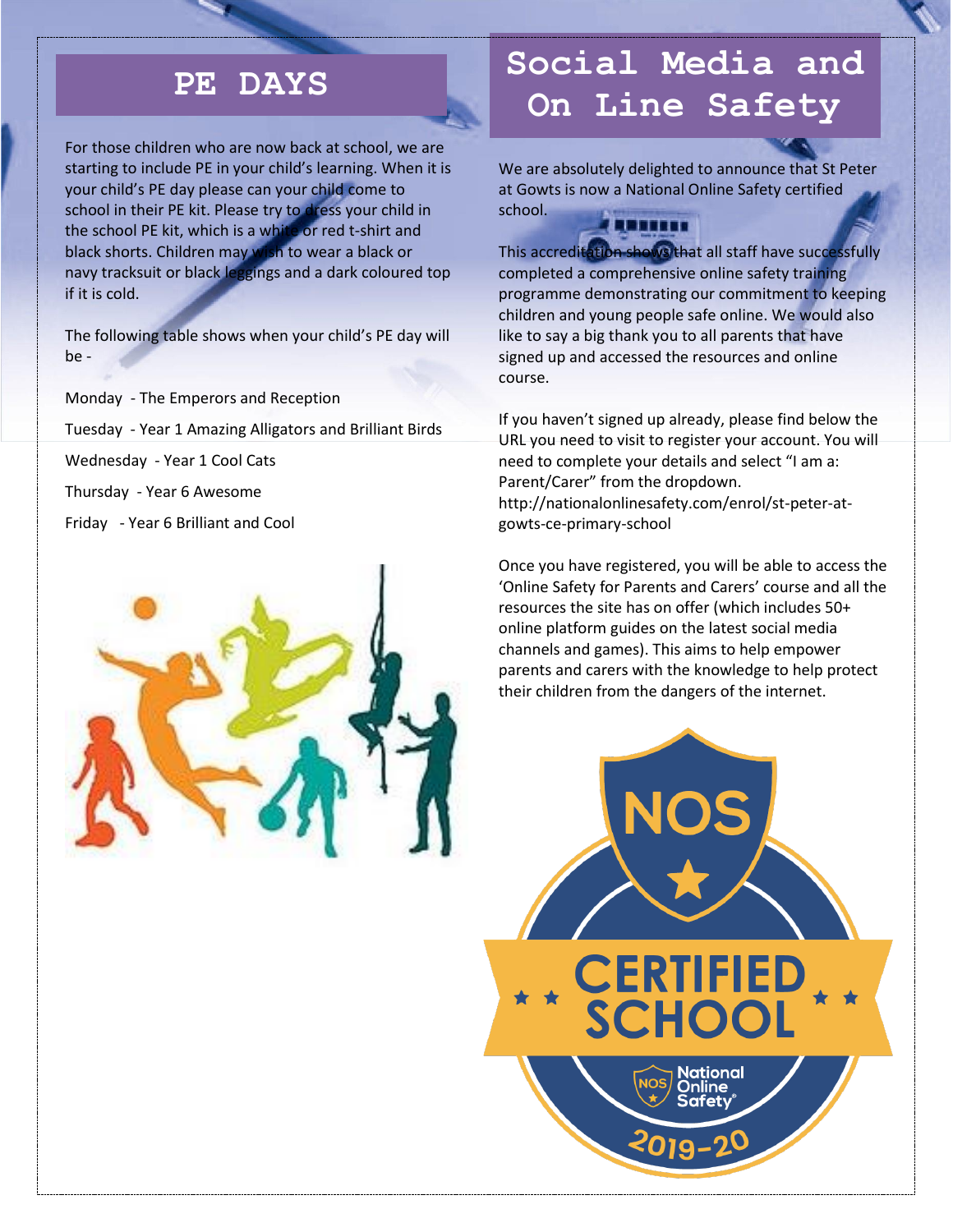## PE DAYS

For those children who are now back at school, we are starting to include PE in your child's learning. When it is your child's PE day please can your child come to school in their PE kit. Please try to dress your child in the school PE kit, which is a white or red t-shirt and black shorts. Children may wish to wear a black or navy tracksuit or black leggings and a dark coloured top if it is cold.

The following table shows when your child's PE day will be -

Monday - The Emperors and Reception

Tuesday - Year 1 Amazing Alligators and Brilliant Birds

Wednesday - Year 1 Cool Cats

Thursday - Year 6 Awesome

Friday - Year 6 Brilliant and Cool

## Social Media and On Line Safety

We are absolutely delighted to announce that St Peter at Gowts is now a National Online Safety certified school.

This accreditation shows that all staff have successfully completed a comprehensive online safety training programme demonstrating our commitment to keeping children and young people safe online. We would also like to say a big thank you to all parents that have signed up and accessed the resources and online course.

If you haven't signed up already, please find below the URL you need to visit to register your account. You will need to complete your details and select "I am a: Parent/Carer" from the dropdown. http://nationalonlinesafety.com/enrol/st-peter-at-gowts-ce-primary-school

Once you have registered, you will be able to access the 'Online Safety for Parents and Carers' course and all the resources the site has on offer (which includes 50+ online platform guides on the latest social media channels and games). This aims to help empower parents and carers with the knowledge to help protect their children from the dangers of the internet.

NOS

CERTIFIED SCHOOL

National Online Safety

2019-20